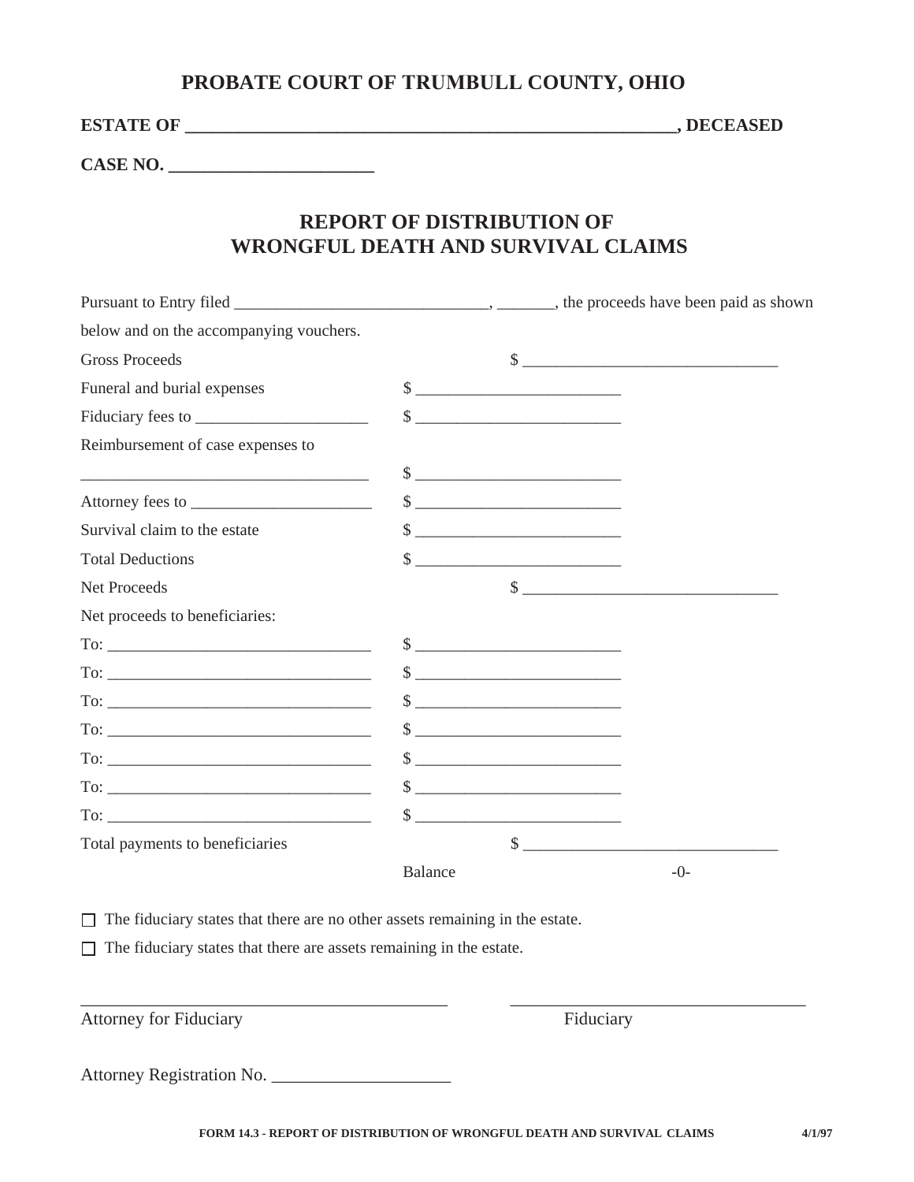# PROBATE COURT OF TRUMBULL COUNTY, OHIO

**ESTATE OF \_\_\_\_\_\_\_\_\_\_\_\_\_\_\_\_\_\_\_\_\_\_\_\_\_\_\_\_\_\_\_\_\_\_\_\_\_\_\_\_\_\_\_\_\_\_\_\_\_\_\_\_\_\_\_\_\_, DECEASED**

**CASE NO. \_\_\_\_\_\_\_\_\_\_\_\_\_\_\_\_\_\_\_\_\_\_\_**

## REPORT OF DISTRIBUTION OF WRONGFUL DEATH AND SURVIVAL CLAIMS

Pursuant to Entry filed \_\_\_\_\_\_\_\_\_\_\_\_\_\_\_\_\_\_\_\_\_\_\_\_\_\_\_\_\_\_, \_\_\_\_\_\_\_, the proceeds have been paid as shown below and on the accompanying vouchers.

| | | |
|---|---|---|
| Gross Proceeds | | $ \_\_\_\_\_\_\_\_\_\_\_\_\_\_\_\_\_\_\_\_\_\_\_\_\_\_\_\_\_\_ |
| Funeral and burial expenses | $ \_\_\_\_\_\_\_\_\_\_\_\_\_\_\_\_\_\_\_\_\_\_\_\_\_ | |
| Fiduciary fees to \_\_\_\_\_\_\_\_\_\_\_\_\_\_\_\_\_\_\_\_\_ | $ \_\_\_\_\_\_\_\_\_\_\_\_\_\_\_\_\_\_\_\_\_\_\_\_\_ | |
| Reimbursement of case expenses to \_\_\_\_\_\_\_\_\_\_\_\_\_\_\_\_\_\_\_\_\_\_\_\_\_\_\_\_\_\_\_\_\_\_\_\_ | $ \_\_\_\_\_\_\_\_\_\_\_\_\_\_\_\_\_\_\_\_\_\_\_\_\_ | |
| Attorney fees to \_\_\_\_\_\_\_\_\_\_\_\_\_\_\_\_\_\_\_\_\_\_ | $ \_\_\_\_\_\_\_\_\_\_\_\_\_\_\_\_\_\_\_\_\_\_\_\_\_ | |
| Survival claim to the estate | $ \_\_\_\_\_\_\_\_\_\_\_\_\_\_\_\_\_\_\_\_\_\_\_\_\_ | |
| Total Deductions | $ \_\_\_\_\_\_\_\_\_\_\_\_\_\_\_\_\_\_\_\_\_\_\_\_\_ | |
| Net Proceeds | | $ \_\_\_\_\_\_\_\_\_\_\_\_\_\_\_\_\_\_\_\_\_\_\_\_\_\_\_\_\_\_ |
| Net proceeds to beneficiaries: | | |
| To: \_\_\_\_\_\_\_\_\_\_\_\_\_\_\_\_\_\_\_\_\_\_\_\_\_\_\_\_\_\_\_\_ | $ \_\_\_\_\_\_\_\_\_\_\_\_\_\_\_\_\_\_\_\_\_\_\_\_\_ | |
| To: \_\_\_\_\_\_\_\_\_\_\_\_\_\_\_\_\_\_\_\_\_\_\_\_\_\_\_\_\_\_\_\_ | $ \_\_\_\_\_\_\_\_\_\_\_\_\_\_\_\_\_\_\_\_\_\_\_\_\_ | |
| To: \_\_\_\_\_\_\_\_\_\_\_\_\_\_\_\_\_\_\_\_\_\_\_\_\_\_\_\_\_\_\_\_ | $ \_\_\_\_\_\_\_\_\_\_\_\_\_\_\_\_\_\_\_\_\_\_\_\_\_ | |
| To: \_\_\_\_\_\_\_\_\_\_\_\_\_\_\_\_\_\_\_\_\_\_\_\_\_\_\_\_\_\_\_\_ | $ \_\_\_\_\_\_\_\_\_\_\_\_\_\_\_\_\_\_\_\_\_\_\_\_\_ | |
| To: \_\_\_\_\_\_\_\_\_\_\_\_\_\_\_\_\_\_\_\_\_\_\_\_\_\_\_\_\_\_\_\_ | $ \_\_\_\_\_\_\_\_\_\_\_\_\_\_\_\_\_\_\_\_\_\_\_\_\_ | |
| To: \_\_\_\_\_\_\_\_\_\_\_\_\_\_\_\_\_\_\_\_\_\_\_\_\_\_\_\_\_\_\_\_ | $ \_\_\_\_\_\_\_\_\_\_\_\_\_\_\_\_\_\_\_\_\_\_\_\_\_ | |
| To: \_\_\_\_\_\_\_\_\_\_\_\_\_\_\_\_\_\_\_\_\_\_\_\_\_\_\_\_\_\_\_\_ | $ \_\_\_\_\_\_\_\_\_\_\_\_\_\_\_\_\_\_\_\_\_\_\_\_\_ | |
| Total payments to beneficiaries | | $ \_\_\_\_\_\_\_\_\_\_\_\_\_\_\_\_\_\_\_\_\_\_\_\_\_\_\_\_\_\_ |
| | Balance | -0- |

☐ The fiduciary states that there are no other assets remaining in the estate.

☐ The fiduciary states that there are assets remaining in the estate.

\_\_\_\_\_\_\_\_\_\_\_\_\_\_\_\_\_\_\_\_\_\_\_\_\_\_\_\_\_\_\_\_\_\_\_\_\_\_\_\_\_\_ Attorney for Fiduciary

\_\_\_\_\_\_\_\_\_\_\_\_\_\_\_\_\_\_\_\_\_\_\_\_\_\_\_\_\_\_\_\_\_\_\_\_ Fiduciary

Attorney Registration No. \_\_\_\_\_\_\_\_\_\_\_\_\_\_\_\_\_\_\_\_

**FORM 14.3 - REPORT OF DISTRIBUTION OF WRONGFUL DEATH AND SURVIVAL CLAIMS 4/1/97**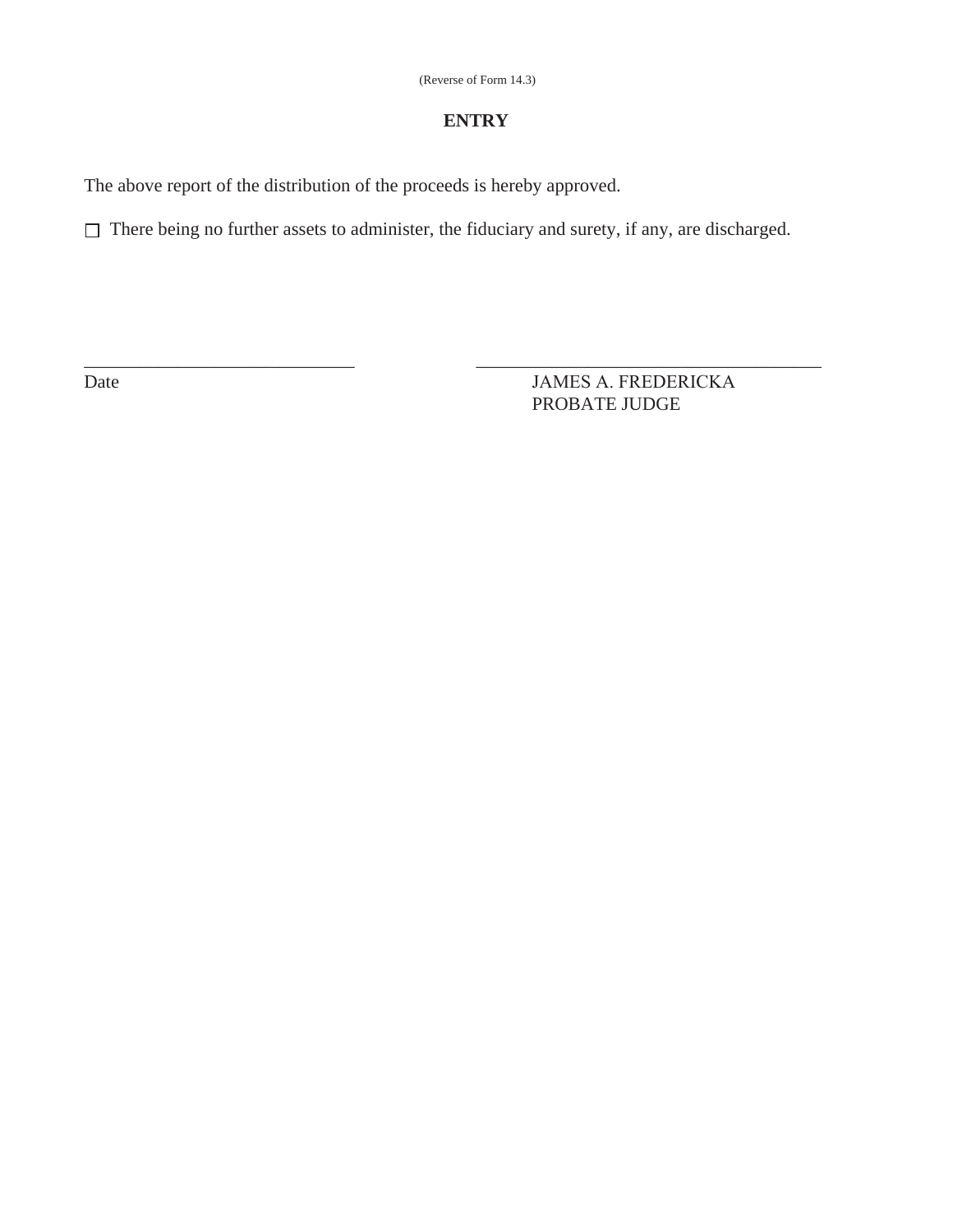(Reverse of Form 14.3)

## ENTRY

The above report of the distribution of the proceeds is hereby approved.

☐ There being no further assets to administer, the fiduciary and surety, if any, are discharged.

______________________________ ______________________________________

Date JAMES A. FREDERICKA
PROBATE JUDGE